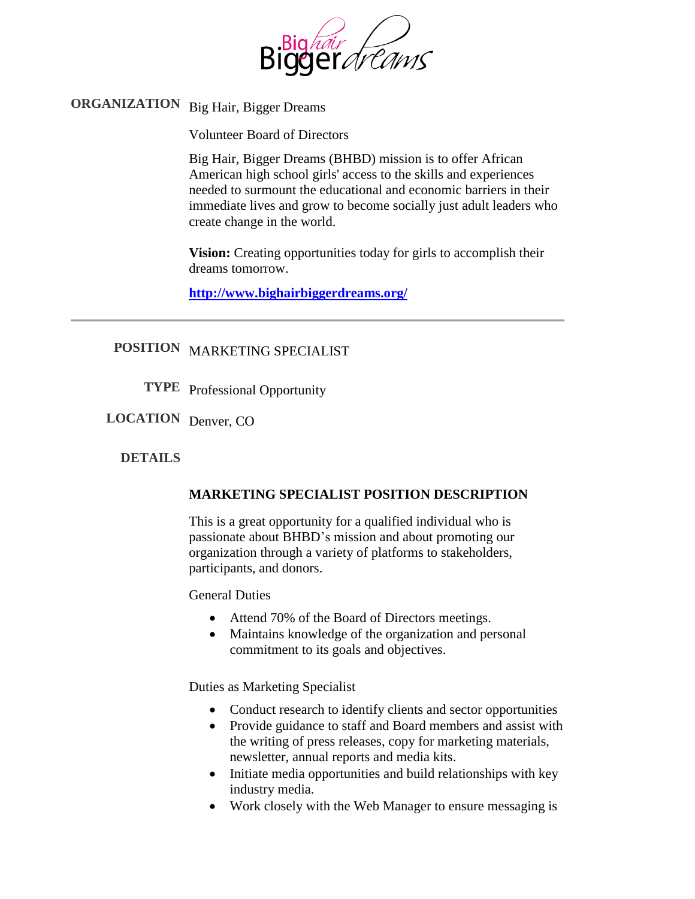**ORGANIZATION** Big Hair, Bigger Dreams

Volunteer Board of Directors

Big Hair, Bigger Dreams (BHBD) mission is to offer African American high school girls' access to the skills and experiences needed to surmount the educational and economic barriers in their immediate lives and grow to become socially just adult leaders who create change in the world.

**Vision:** Creating opportunities today for girls to accomplish their dreams tomorrow.

**http://www.bighairbiggerdreams.org/**

---

**POSITION** MARKETING SPECIALIST

**TYPE** Professional Opportunity

**LOCATION** Denver, CO

**DETAILS**

**MARKETING SPECIALIST POSITION DESCRIPTION**

This is a great opportunity for a qualified individual who is passionate about BHBD's mission and about promoting our organization through a variety of platforms to stakeholders, participants, and donors.

General Duties

- Attend 70% of the Board of Directors meetings.
- Maintains knowledge of the organization and personal commitment to its goals and objectives.

Duties as Marketing Specialist

- Conduct research to identify clients and sector opportunities
- Provide guidance to staff and Board members and assist with the writing of press releases, copy for marketing materials, newsletter, annual reports and media kits.
- Initiate media opportunities and build relationships with key industry media.
- Work closely with the Web Manager to ensure messaging is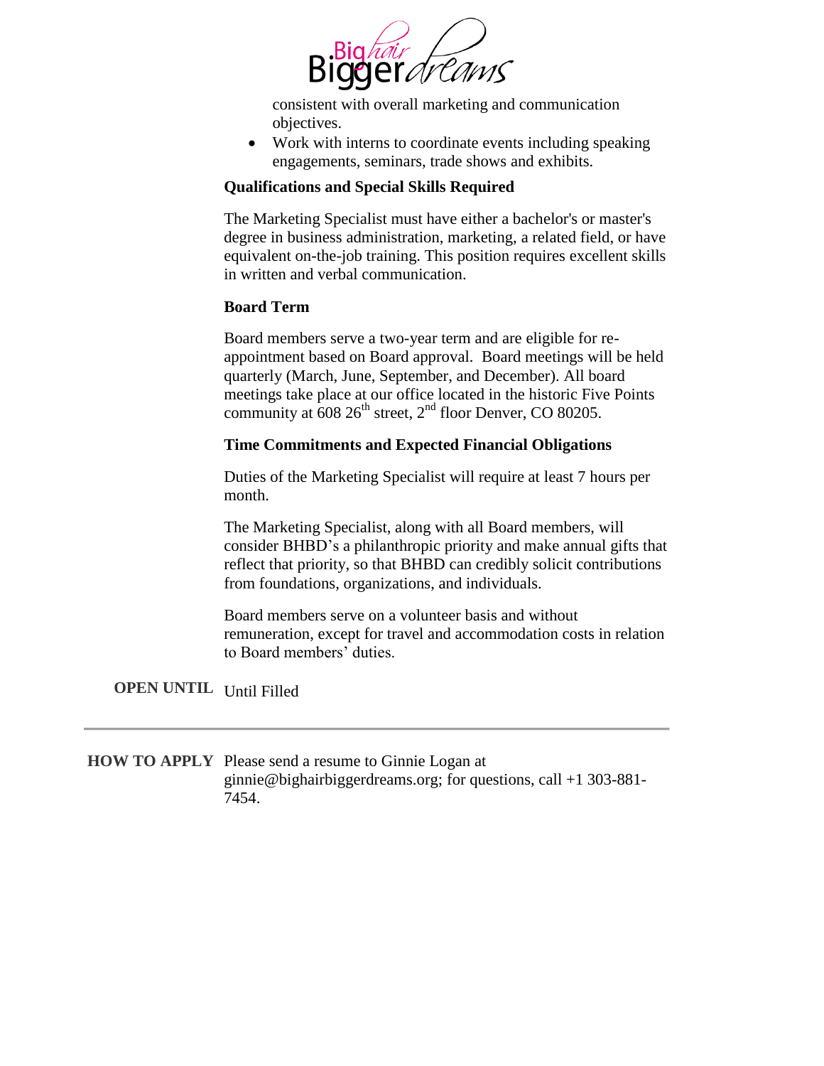consistent with overall marketing and communication objectives.

- Work with interns to coordinate events including speaking engagements, seminars, trade shows and exhibits.

**Qualifications and Special Skills Required**

The Marketing Specialist must have either a bachelor's or master's degree in business administration, marketing, a related field, or have equivalent on-the-job training. This position requires excellent skills in written and verbal communication.

**Board Term**

Board members serve a two-year term and are eligible for re-appointment based on Board approval. Board meetings will be held quarterly (March, June, September, and December). All board meetings take place at our office located in the historic Five Points community at 608 26th street, 2nd floor Denver, CO 80205.

**Time Commitments and Expected Financial Obligations**

Duties of the Marketing Specialist will require at least 7 hours per month.

The Marketing Specialist, along with all Board members, will consider BHBD's a philanthropic priority and make annual gifts that reflect that priority, so that BHBD can credibly solicit contributions from foundations, organizations, and individuals.

Board members serve on a volunteer basis and without remuneration, except for travel and accommodation costs in relation to Board members' duties.

**OPEN UNTIL** Until Filled

---

**HOW TO APPLY** Please send a resume to Ginnie Logan at ginnie@bighairbiggerdreams.org; for questions, call +1 303-881-7454.